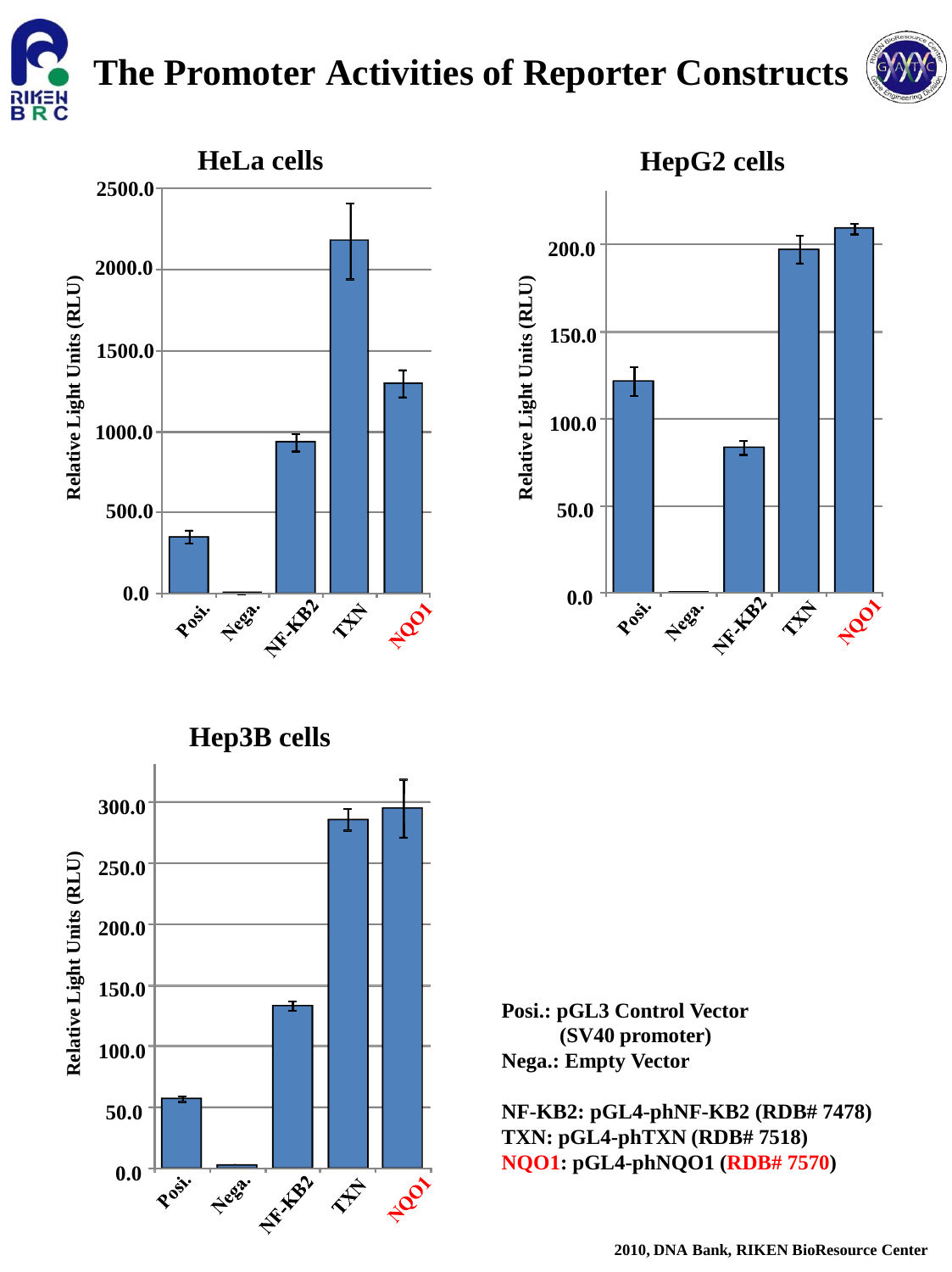# The Promoter Activities of Reporter Constructs

## HeLa cells

## HepG2 cells

## Hep3B cells

**Posi.: pGL3 Control Vector (SV40 promoter)**
**Nega.: Empty Vector**

**NF-KB2: pGL4-phNF-KB2 (RDB# 7478)**
**TXN: pGL4-phTXN (RDB# 7518)**
**NQO1: pGL4-phNQO1 (RDB# 7570)**

**2010, DNA Bank, RIKEN BioResource Center**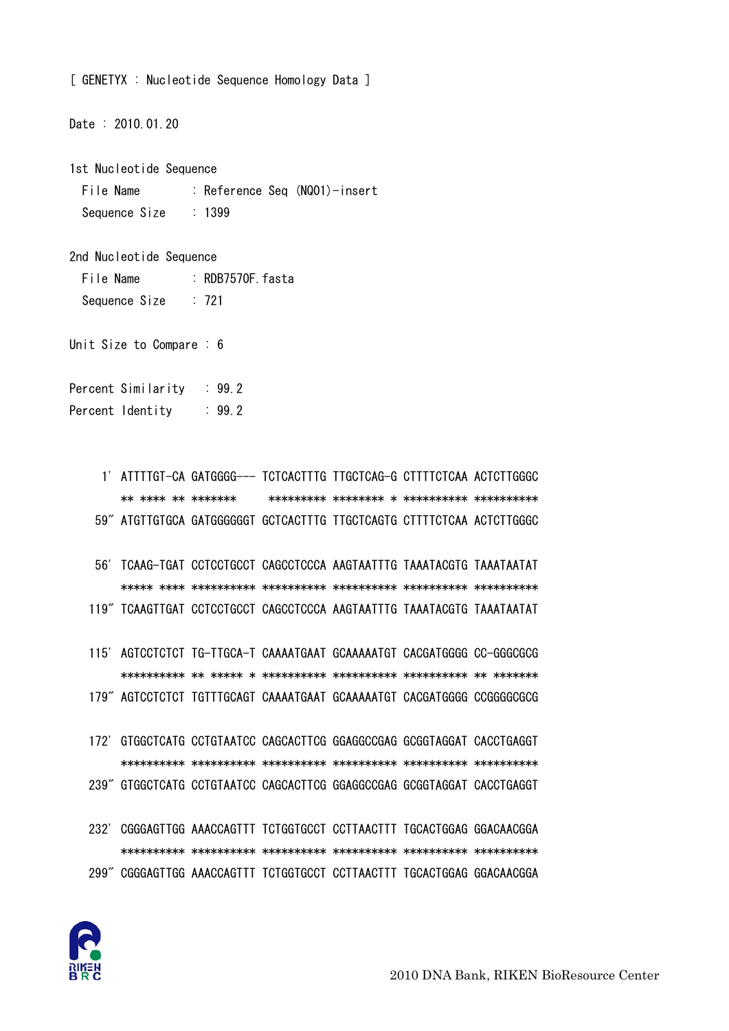[ GENETYX : Nucleotide Sequence Homology Data ]

Date : 2010.01.20

1st Nucleotide Sequence
  File Name : Reference Seq (NQ01)-insert
  Sequence Size : 1399

2nd Nucleotide Sequence
  File Name : RDB7570F.fasta
  Sequence Size : 721

Unit Size to Compare : 6

Percent Similarity : 99.2
Percent Identity : 99.2

```
   1' ATTTTGT-CA GATGGGG--- TCTCACTTTG TTGCTCAG-G CTTTTCTCAA ACTCTTGGGC
      ** **** ** *******     ********** ******** * ********** **********
  59" ATGTTGTGCA GATGGGGGGT GCTCACTTTG TTGCTCAGTG CTTTTCTCAA ACTCTTGGGC

  56' TCAAG-TGAT CCTCCTGCCT CAGCCTCCCA AAGTAATTTG TAAATACGTG TAAATAATAT
      ***** **** ********** ********** ********** ********** **********
 119" TCAAGTTGAT CCTCCTGCCT CAGCCTCCCA AAGTAATTTG TAAATACGTG TAAATAATAT

 115' AGTCCTCTCT TG-TTGCA-T CAAAATGAAT GCAAAAATGT CACGATGGGG CC-GGGCGCG
      ********** ** ***** * ********** ********** ********** ** *******
 179" AGTCCTCTCT TGTTTGCAGT CAAAATGAAT GCAAAAATGT CACGATGGGG CCGGGGCGCG

 172' GTGGCTCATG CCTGTAATCC CAGCACTTCG GGAGGCCGAG GCGGTAGGAT CACCTGAGGT
      ********** ********** ********** ********** ********** **********
 239" GTGGCTCATG CCTGTAATCC CAGCACTTCG GGAGGCCGAG GCGGTAGGAT CACCTGAGGT

 232' CGGGAGTTGG AAACCAGTTT TCTGGTGCCT CCTTAACTTT TGCACTGGAG GGACAACGGA
      ********** ********** ********** ********** ********** **********
 299" CGGGAGTTGG AAACCAGTTT TCTGGTGCCT CCTTAACTTT TGCACTGGAG GGACAACGGA
```

2010 DNA Bank, RIKEN BioResource Center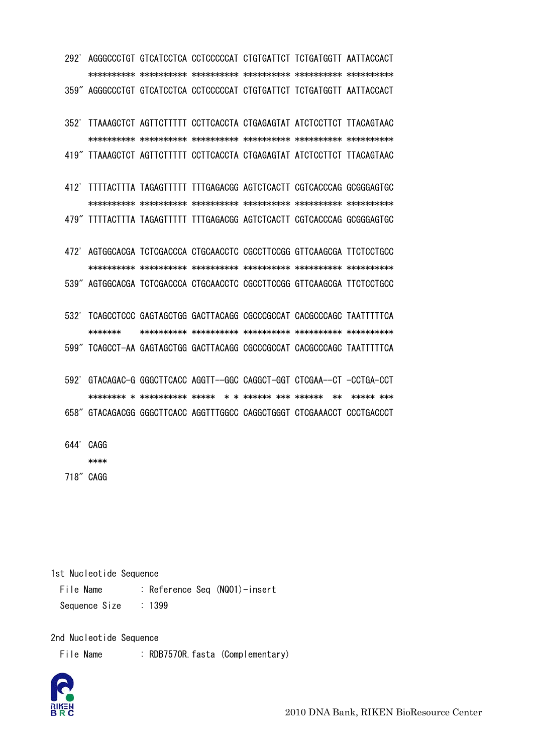```
292' AGGGCCCTGT GTCATCCTCA CCTCCCCCAT CTGTGATTCT TCTGATGGTT AATTACCACT
     ********** ********** ********** ********** ********** **********
359" AGGGCCCTGT GTCATCCTCA CCTCCCCCAT CTGTGATTCT TCTGATGGTT AATTACCACT

352' TTAAAGCTCT AGTTCTTTTT CCTTCACCTA CTGAGAGTAT ATCTCCTTCT TTACAGTAAC
     ********** ********** ********** ********** ********** **********
419" TTAAAGCTCT AGTTCTTTTT CCTTCACCTA CTGAGAGTAT ATCTCCTTCT TTACAGTAAC

412' TTTTACTTTA TAGAGTTTTT TTTGAGACGG AGTCTCACTT CGTCACCCAG GCGGGAGTGC
     ********** ********** ********** ********** ********** **********
479" TTTTACTTTA TAGAGTTTTT TTTGAGACGG AGTCTCACTT CGTCACCCAG GCGGGAGTGC

472' AGTGGCACGA TCTCGACCCA CTGCAACCTC CGCCTTCCGG GTTCAAGCGA TTCTCCTGCC
     ********** ********** ********** ********** ********** **********
539" AGTGGCACGA TCTCGACCCA CTGCAACCTC CGCCTTCCGG GTTCAAGCGA TTCTCCTGCC

532' TCAGCCTCCC GAGTAGCTGG GACTTACAGG CGCCCGCCAT CACGCCCAGC TAATTTTTCA
     *******    ********** ********** ********** ********** **********
599" TCAGCCT-AA GAGTAGCTGG GACTTACAGG CGCCCGCCAT CACGCCCAGC TAATTTTTCA

592' GTACAGAC-G GGGCTTCACC AGGTT--GGC CAGGCT-GGT CTCGAA--CT -CCTGA-CCT
     ******** * ********** *****  * * ****** *** ******  **  ***** ***
658" GTACAGACGG GGGCTTCACC AGGTTTGGCC CAGGCTGGGT CTCGAAACCT CCCTGACCCT

644' CAGG
     ****
718" CAGG
```

1st Nucleotide Sequence
  File Name　　　: Reference Seq (NQ01)-insert
  Sequence Size　: 1399

2nd Nucleotide Sequence
  File Name　　　: RDB7570R.fasta (Complementary)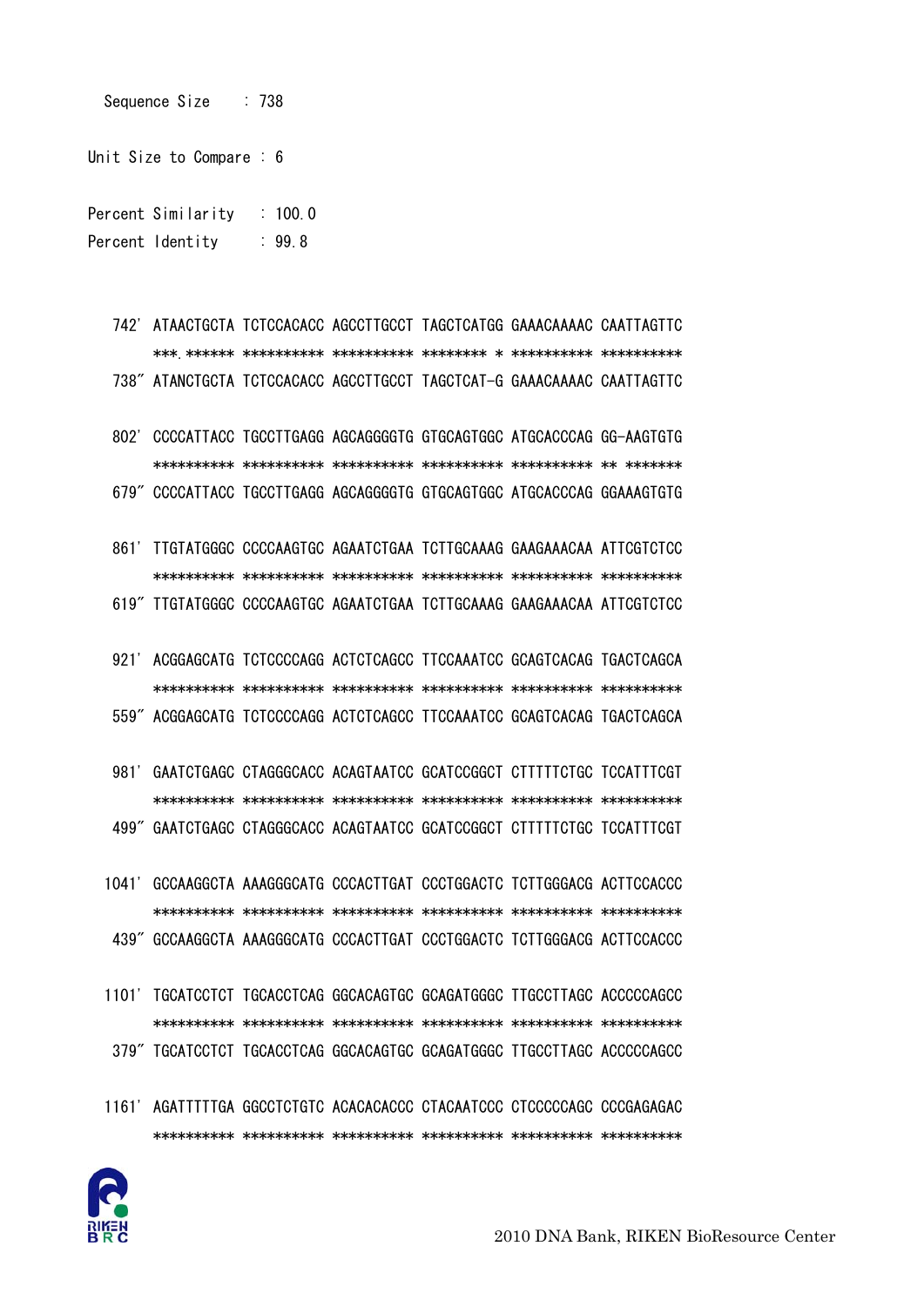Sequence Size : 738

Unit Size to Compare : 6

Percent Similarity : 100.0
Percent Identity : 99.8

```
 742' ATAACTGCTA TCTCCACACC AGCCTTGCCT TAGCTCATGG GAAACAAAAC CAATTAGTTC
      ***.****** ********** ********** ******** * ********** **********
 738" ATANCTGCTA TCTCCACACC AGCCTTGCCT TAGCTCAT-G GAAACAAAAC CAATTAGTTC

 802' CCCCATTACC TGCCTTGAGG AGCAGGGGTG GTGCAGTGGC ATGCACCCAG GG-AAGTGTG
      ********** ********** ********** ********** ********** ** *******
 679" CCCCATTACC TGCCTTGAGG AGCAGGGGTG GTGCAGTGGC ATGCACCCAG GGAAAGTGTG

 861' TTGTATGGGC CCCCAAGTGC AGAATCTGAA TCTTGCAAAG GAAGAAACAA ATTCGTCTCC
      ********** ********** ********** ********** ********** **********
 619" TTGTATGGGC CCCCAAGTGC AGAATCTGAA TCTTGCAAAG GAAGAAACAA ATTCGTCTCC

 921' ACGGAGCATG TCTCCCCAGG ACTCTCAGCC TTCCAAATCC GCAGTCACAG TGACTCAGCA
      ********** ********** ********** ********** ********** **********
 559" ACGGAGCATG TCTCCCCAGG ACTCTCAGCC TTCCAAATCC GCAGTCACAG TGACTCAGCA

 981' GAATCTGAGC CTAGGGCACC ACAGTAATCC GCATCCGGCT CTTTTTCTGC TCCATTTCGT
      ********** ********** ********** ********** ********** **********
 499" GAATCTGAGC CTAGGGCACC ACAGTAATCC GCATCCGGCT CTTTTTCTGC TCCATTTCGT

1041' GCCAAGGCTA AAAGGGCATG CCCACTTGAT CCCTGGACTC TCTTGGGACG ACTTCCACCC
      ********** ********** ********** ********** ********** **********
 439" GCCAAGGCTA AAAGGGCATG CCCACTTGAT CCCTGGACTC TCTTGGGACG ACTTCCACCC

1101' TGCATCCTCT TGCACCTCAG GGCACAGTGC GCAGATGGGC TTGCCTTAGC ACCCCCAGCC
      ********** ********** ********** ********** ********** **********
 379" TGCATCCTCT TGCACCTCAG GGCACAGTGC GCAGATGGGC TTGCCTTAGC ACCCCCAGCC

1161' AGATTTTTGA GGCCTCTGTC ACACACACCC CTACAATCCC CTCCCCCAGC CCCGAGAGAC
      ********** ********** ********** ********** ********** **********
```

2010 DNA Bank, RIKEN BioResource Center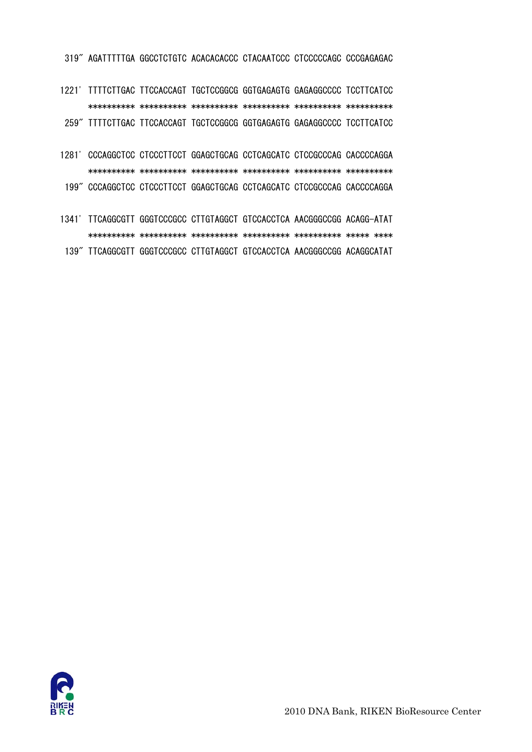```
319″ AGATTTTTGA GGCCTCTGTC ACACACACCC CTACAATCCC CTCCCCCAGC CCCGAGAGAC

1221' TTTTCTTGAC TTCCACCAGT TGCTCCGGCG GGTGAGAGTG GAGAGGCCCC TCCTTCATCC
      ********** ********** ********** ********** ********** **********
 259″ TTTTCTTGAC TTCCACCAGT TGCTCCGGCG GGTGAGAGTG GAGAGGCCCC TCCTTCATCC

1281' CCCAGGCTCC CTCCCTTCCT GGAGCTGCAG CCTCAGCATC CTCCGCCCAG CACCCCAGGA
      ********** ********** ********** ********** ********** **********
 199″ CCCAGGCTCC CTCCCTTCCT GGAGCTGCAG CCTCAGCATC CTCCGCCCAG CACCCCAGGA

1341' TTCAGGCGTT GGGTCCCGCC CTTGTAGGCT GTCCACCTCA AACGGGCCGG ACAGG-ATAT
      ********** ********** ********** ********** ********** ***** ****
 139″ TTCAGGCGTT GGGTCCCGCC CTTGTAGGCT GTCCACCTCA AACGGGCCGG ACAGGCATAT
```

2010 DNA Bank, RIKEN BioResource Center